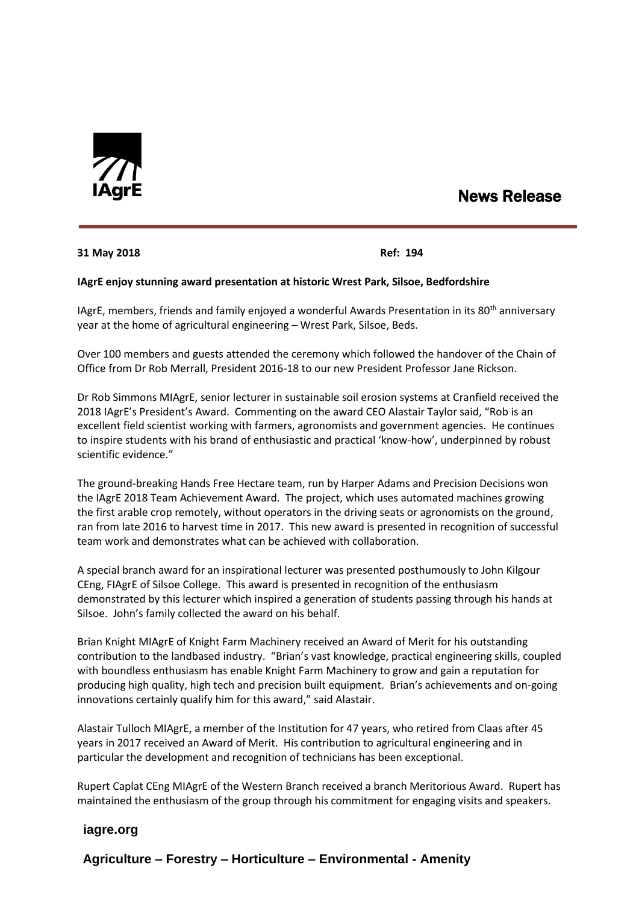IAgrE

# News Release

**31 May 2018** **Ref: 194**

**IAgrE enjoy stunning award presentation at historic Wrest Park, Silsoe, Bedfordshire**

IAgrE, members, friends and family enjoyed a wonderful Awards Presentation in its 80th anniversary year at the home of agricultural engineering – Wrest Park, Silsoe, Beds.

Over 100 members and guests attended the ceremony which followed the handover of the Chain of Office from Dr Rob Merrall, President 2016-18 to our new President Professor Jane Rickson.

Dr Rob Simmons MIAgrE, senior lecturer in sustainable soil erosion systems at Cranfield received the 2018 IAgrE's President's Award. Commenting on the award CEO Alastair Taylor said, "Rob is an excellent field scientist working with farmers, agronomists and government agencies. He continues to inspire students with his brand of enthusiastic and practical 'know-how', underpinned by robust scientific evidence."

The ground-breaking Hands Free Hectare team, run by Harper Adams and Precision Decisions won the IAgrE 2018 Team Achievement Award. The project, which uses automated machines growing the first arable crop remotely, without operators in the driving seats or agronomists on the ground, ran from late 2016 to harvest time in 2017. This new award is presented in recognition of successful team work and demonstrates what can be achieved with collaboration.

A special branch award for an inspirational lecturer was presented posthumously to John Kilgour CEng, FIAgrE of Silsoe College. This award is presented in recognition of the enthusiasm demonstrated by this lecturer which inspired a generation of students passing through his hands at Silsoe. John's family collected the award on his behalf.

Brian Knight MIAgrE of Knight Farm Machinery received an Award of Merit for his outstanding contribution to the landbased industry. "Brian's vast knowledge, practical engineering skills, coupled with boundless enthusiasm has enable Knight Farm Machinery to grow and gain a reputation for producing high quality, high tech and precision built equipment. Brian's achievements and on-going innovations certainly qualify him for this award," said Alastair.

Alastair Tulloch MIAgrE, a member of the Institution for 47 years, who retired from Claas after 45 years in 2017 received an Award of Merit. His contribution to agricultural engineering and in particular the development and recognition of technicians has been exceptional.

Rupert Caplat CEng MIAgrE of the Western Branch received a branch Meritorious Award. Rupert has maintained the enthusiasm of the group through his commitment for engaging visits and speakers.

**iagre.org**

**Agriculture – Forestry – Horticulture – Environmental - Amenity**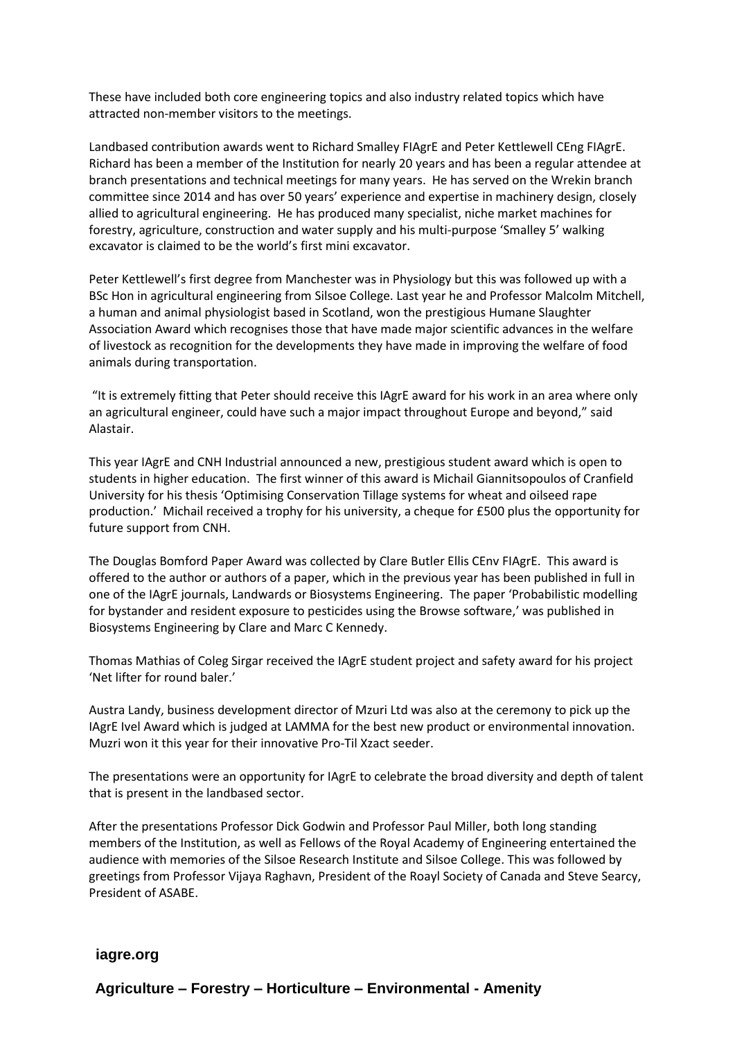These have included both core engineering topics and also industry related topics which have attracted non-member visitors to the meetings.

Landbased contribution awards went to Richard Smalley FIAgrE and Peter Kettlewell CEng FIAgrE. Richard has been a member of the Institution for nearly 20 years and has been a regular attendee at branch presentations and technical meetings for many years. He has served on the Wrekin branch committee since 2014 and has over 50 years' experience and expertise in machinery design, closely allied to agricultural engineering. He has produced many specialist, niche market machines for forestry, agriculture, construction and water supply and his multi-purpose 'Smalley 5' walking excavator is claimed to be the world's first mini excavator.

Peter Kettlewell's first degree from Manchester was in Physiology but this was followed up with a BSc Hon in agricultural engineering from Silsoe College. Last year he and Professor Malcolm Mitchell, a human and animal physiologist based in Scotland, won the prestigious Humane Slaughter Association Award which recognises those that have made major scientific advances in the welfare of livestock as recognition for the developments they have made in improving the welfare of food animals during transportation.

"It is extremely fitting that Peter should receive this IAgrE award for his work in an area where only an agricultural engineer, could have such a major impact throughout Europe and beyond," said Alastair.

This year IAgrE and CNH Industrial announced a new, prestigious student award which is open to students in higher education. The first winner of this award is Michail Giannitsopoulos of Cranfield University for his thesis 'Optimising Conservation Tillage systems for wheat and oilseed rape production.' Michail received a trophy for his university, a cheque for £500 plus the opportunity for future support from CNH.

The Douglas Bomford Paper Award was collected by Clare Butler Ellis CEnv FIAgrE. This award is offered to the author or authors of a paper, which in the previous year has been published in full in one of the IAgrE journals, Landwards or Biosystems Engineering. The paper 'Probabilistic modelling for bystander and resident exposure to pesticides using the Browse software,' was published in Biosystems Engineering by Clare and Marc C Kennedy.

Thomas Mathias of Coleg Sirgar received the IAgrE student project and safety award for his project 'Net lifter for round baler.'

Austra Landy, business development director of Mzuri Ltd was also at the ceremony to pick up the IAgrE Ivel Award which is judged at LAMMA for the best new product or environmental innovation. Muzri won it this year for their innovative Pro-Til Xzact seeder.

The presentations were an opportunity for IAgrE to celebrate the broad diversity and depth of talent that is present in the landbased sector.

After the presentations Professor Dick Godwin and Professor Paul Miller, both long standing members of the Institution, as well as Fellows of the Royal Academy of Engineering entertained the audience with memories of the Silsoe Research Institute and Silsoe College. This was followed by greetings from Professor Vijaya Raghavn, President of the Roayl Society of Canada and Steve Searcy, President of ASABE.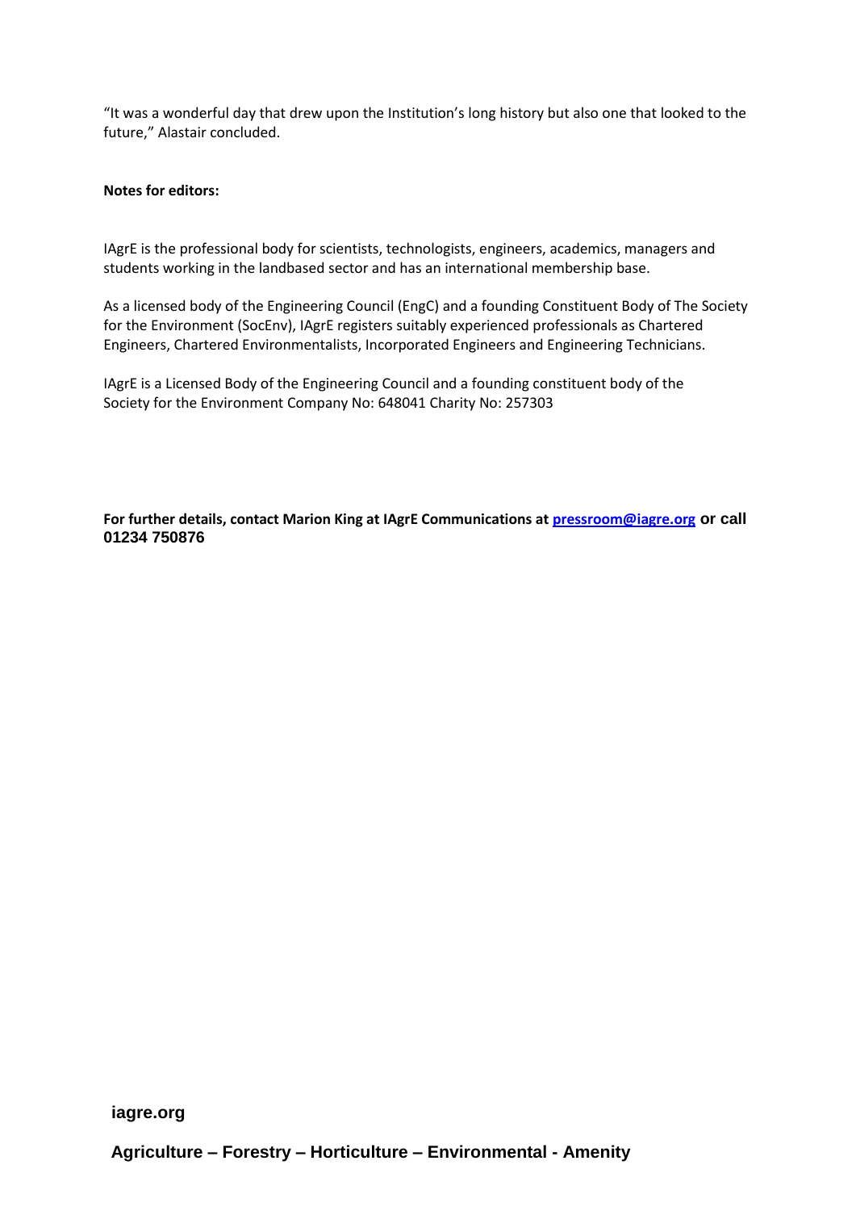"It was a wonderful day that drew upon the Institution's long history but also one that looked to the future," Alastair concluded.

**Notes for editors:**

IAgrE is the professional body for scientists, technologists, engineers, academics, managers and students working in the landbased sector and has an international membership base.

As a licensed body of the Engineering Council (EngC) and a founding Constituent Body of The Society for the Environment (SocEnv), IAgrE registers suitably experienced professionals as Chartered Engineers, Chartered Environmentalists, Incorporated Engineers and Engineering Technicians.

IAgrE is a Licensed Body of the Engineering Council and a founding constituent body of the Society for the Environment Company No: 648041 Charity No: 257303

**For further details, contact Marion King at IAgrE Communications at pressroom@iagre.org or call 01234 750876**

**iagre.org**

**Agriculture – Forestry – Horticulture – Environmental - Amenity**